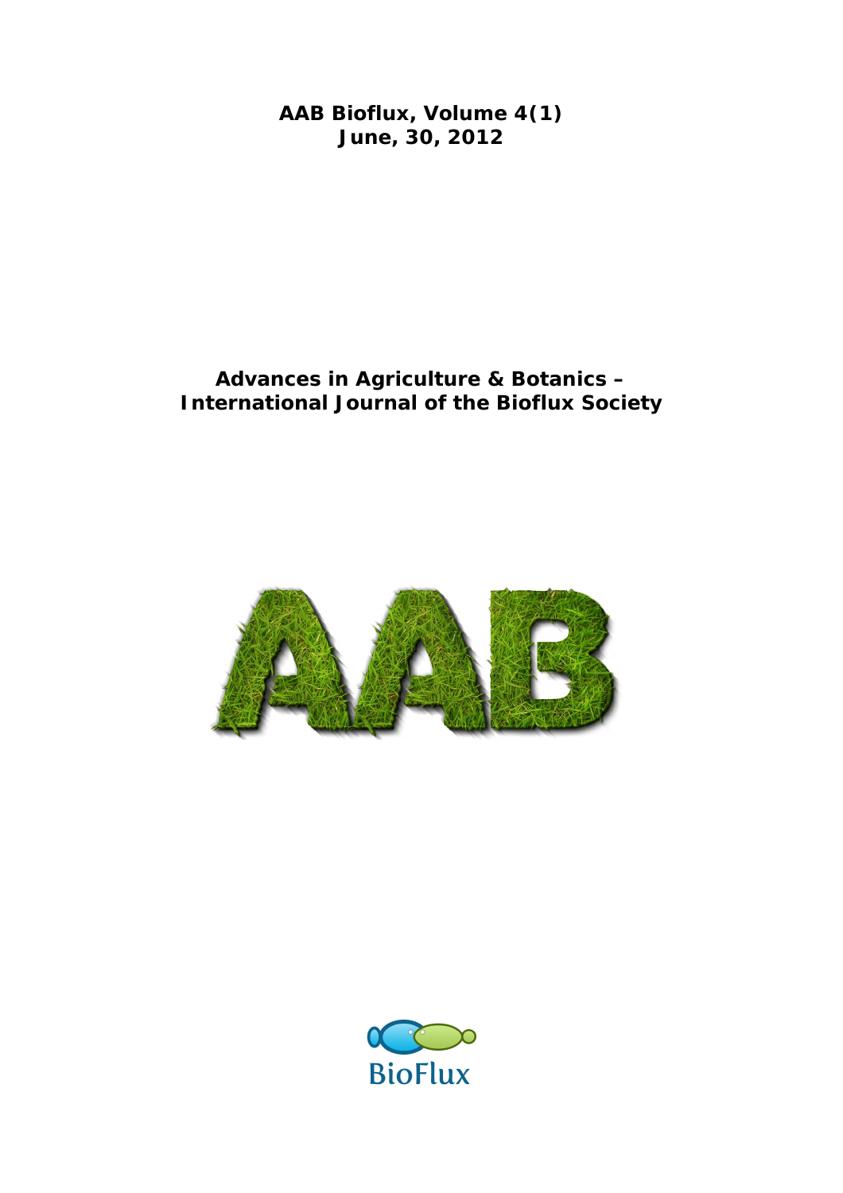**AAB Bioflux, Volume 4(1)**
**June, 30, 2012**

**Advances in Agriculture & Botanics –**
**International Journal of the Bioflux Society**

AAB

BioFlux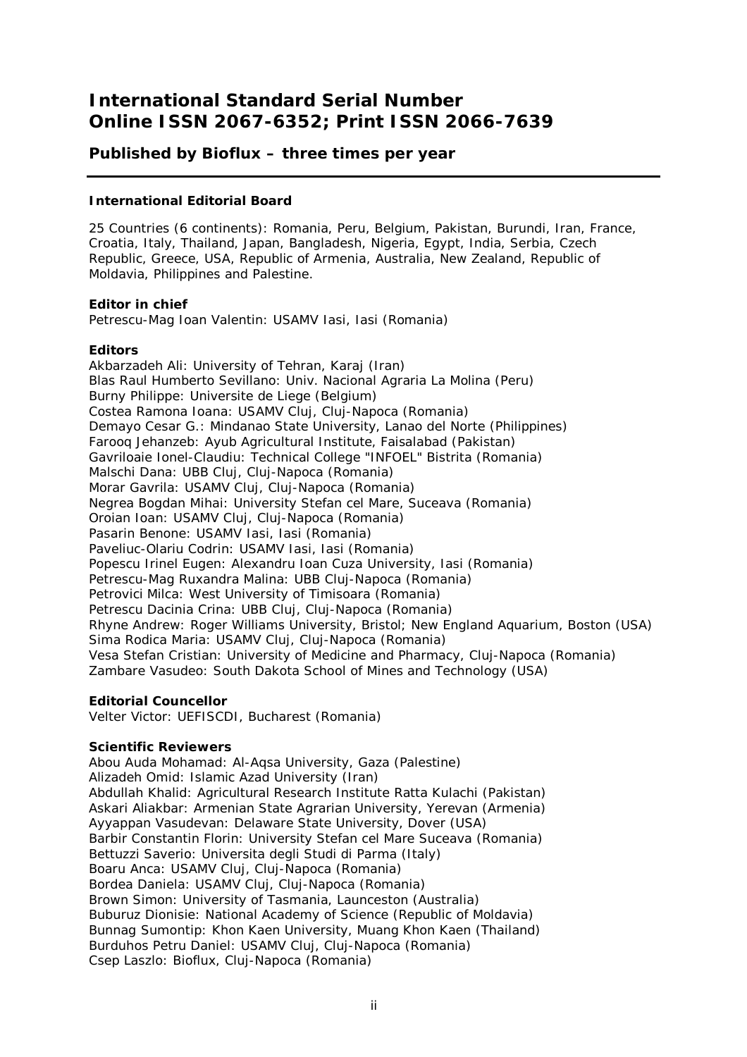# International Standard Serial Number
# Online ISSN 2067-6352; Print ISSN 2066-7639

### Published by Bioflux – three times per year

---

**International Editorial Board**

25 Countries (6 continents): Romania, Peru, Belgium, Pakistan, Burundi, Iran, France, Croatia, Italy, Thailand, Japan, Bangladesh, Nigeria, Egypt, India, Serbia, Czech Republic, Greece, USA, Republic of Armenia, Australia, New Zealand, Republic of Moldavia, Philippines and Palestine.

**Editor in chief**
Petrescu-Mag Ioan Valentin: USAMV Iasi, Iasi (Romania)

**Editors**
Akbarzadeh Ali: University of Tehran, Karaj (Iran)
Blas Raul Humberto Sevillano: Univ. Nacional Agraria La Molina (Peru)
Burny Philippe: Universite de Liege (Belgium)
Costea Ramona Ioana: USAMV Cluj, Cluj-Napoca (Romania)
Demayo Cesar G.: Mindanao State University, Lanao del Norte (Philippines)
Farooq Jehanzeb: Ayub Agricultural Institute, Faisalabad (Pakistan)
Gavriloaie Ionel-Claudiu: Technical College "INFOEL" Bistrita (Romania)
Malschi Dana: UBB Cluj, Cluj-Napoca (Romania)
Morar Gavrila: USAMV Cluj, Cluj-Napoca (Romania)
Negrea Bogdan Mihai: University Stefan cel Mare, Suceava (Romania)
Oroian Ioan: USAMV Cluj, Cluj-Napoca (Romania)
Pasarin Benone: USAMV Iasi, Iasi (Romania)
Paveliuc-Olariu Codrin: USAMV Iasi, Iasi (Romania)
Popescu Irinel Eugen: Alexandru Ioan Cuza University, Iasi (Romania)
Petrescu-Mag Ruxandra Malina: UBB Cluj-Napoca (Romania)
Petrovici Milca: West University of Timisoara (Romania)
Petrescu Dacinia Crina: UBB Cluj, Cluj-Napoca (Romania)
Rhyne Andrew: Roger Williams University, Bristol; New England Aquarium, Boston (USA)
Sima Rodica Maria: USAMV Cluj, Cluj-Napoca (Romania)
Vesa Stefan Cristian: University of Medicine and Pharmacy, Cluj-Napoca (Romania)
Zambare Vasudeo: South Dakota School of Mines and Technology (USA)

**Editorial Councellor**
Velter Victor: UEFISCDI, Bucharest (Romania)

**Scientific Reviewers**
Abou Auda Mohamad: Al-Aqsa University, Gaza (Palestine)
Alizadeh Omid: Islamic Azad University (Iran)
Abdullah Khalid: Agricultural Research Institute Ratta Kulachi (Pakistan)
Askari Aliakbar: Armenian State Agrarian University, Yerevan (Armenia)
Ayyappan Vasudevan: Delaware State University, Dover (USA)
Barbir Constantin Florin: University Stefan cel Mare Suceava (Romania)
Bettuzzi Saverio: Universita degli Studi di Parma (Italy)
Boaru Anca: USAMV Cluj, Cluj-Napoca (Romania)
Bordea Daniela: USAMV Cluj, Cluj-Napoca (Romania)
Brown Simon: University of Tasmania, Launceston (Australia)
Buburuz Dionisie: National Academy of Science (Republic of Moldavia)
Bunnag Sumontip: Khon Kaen University, Muang Khon Kaen (Thailand)
Burduhos Petru Daniel: USAMV Cluj, Cluj-Napoca (Romania)
Csep Laszlo: Bioflux, Cluj-Napoca (Romania)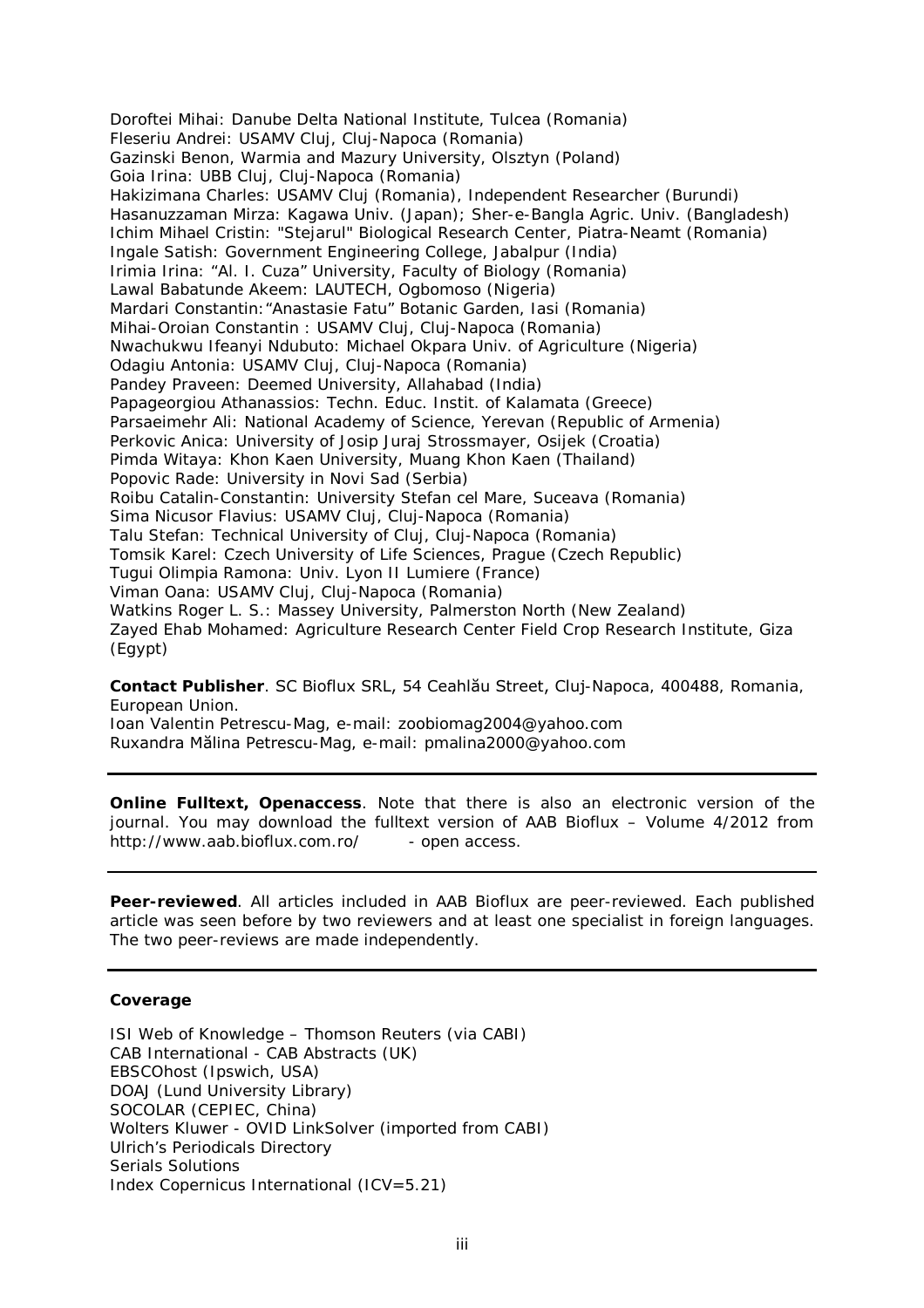Doroftei Mihai: Danube Delta National Institute, Tulcea (Romania)
Fleseriu Andrei: USAMV Cluj, Cluj-Napoca (Romania)
Gazinski Benon, Warmia and Mazury University, Olsztyn (Poland)
Goia Irina: UBB Cluj, Cluj-Napoca (Romania)
Hakizimana Charles: USAMV Cluj (Romania), Independent Researcher (Burundi)
Hasanuzzaman Mirza: Kagawa Univ. (Japan); Sher-e-Bangla Agric. Univ. (Bangladesh)
Ichim Mihael Cristin: "Stejarul" Biological Research Center, Piatra-Neamt (Romania)
Ingale Satish: Government Engineering College, Jabalpur (India)
Irimia Irina: "Al. I. Cuza" University, Faculty of Biology (Romania)
Lawal Babatunde Akeem: LAUTECH, Ogbomoso (Nigeria)
Mardari Constantin: "Anastasie Fatu" Botanic Garden, Iasi (Romania)
Mihai-Oroian Constantin : USAMV Cluj, Cluj-Napoca (Romania)
Nwachukwu Ifeanyi Ndubuto: Michael Okpara Univ. of Agriculture (Nigeria)
Odagiu Antonia: USAMV Cluj, Cluj-Napoca (Romania)
Pandey Praveen: Deemed University, Allahabad (India)
Papageorgiou Athanassios: Techn. Educ. Instit. of Kalamata (Greece)
Parsaeimehr Ali: National Academy of Science, Yerevan (Republic of Armenia)
Perkovic Anica: University of Josip Juraj Strossmayer, Osijek (Croatia)
Pimda Witaya: Khon Kaen University, Muang Khon Kaen (Thailand)
Popovic Rade: University in Novi Sad (Serbia)
Roibu Catalin-Constantin: University Stefan cel Mare, Suceava (Romania)
Sima Nicusor Flavius: USAMV Cluj, Cluj-Napoca (Romania)
Talu Stefan: Technical University of Cluj, Cluj-Napoca (Romania)
Tomsik Karel: Czech University of Life Sciences, Prague (Czech Republic)
Tugui Olimpia Ramona: Univ. Lyon II Lumiere (France)
Viman Oana: USAMV Cluj, Cluj-Napoca (Romania)
Watkins Roger L. S.: Massey University, Palmerston North (New Zealand)
Zayed Ehab Mohamed: Agriculture Research Center Field Crop Research Institute, Giza (Egypt)

**Contact Publisher**. SC Bioflux SRL, 54 Ceahlău Street, Cluj-Napoca, 400488, Romania, European Union.
Ioan Valentin Petrescu-Mag, e-mail: zoobiomag2004@yahoo.com
Ruxandra Mălina Petrescu-Mag, e-mail: pmalina2000@yahoo.com

---

**Online Fulltext, Openaccess**. Note that there is also an electronic version of the journal. You may download the fulltext version of AAB Bioflux – Volume 4/2012 from http://www.aab.bioflux.com.ro/ - open access.

---

**Peer-reviewed**. All articles included in AAB Bioflux are peer-reviewed. Each published article was seen before by two reviewers and at least one specialist in foreign languages. The two peer-reviews are made independently.

---

**Coverage**

ISI Web of Knowledge – Thomson Reuters (via CABI)
CAB International - CAB Abstracts (UK)
EBSCOhost (Ipswich, USA)
DOAJ (Lund University Library)
SOCOLAR (CEPIEC, China)
Wolters Kluwer - OVID LinkSolver (imported from CABI)
Ulrich's Periodicals Directory
Serials Solutions
Index Copernicus International (ICV=5.21)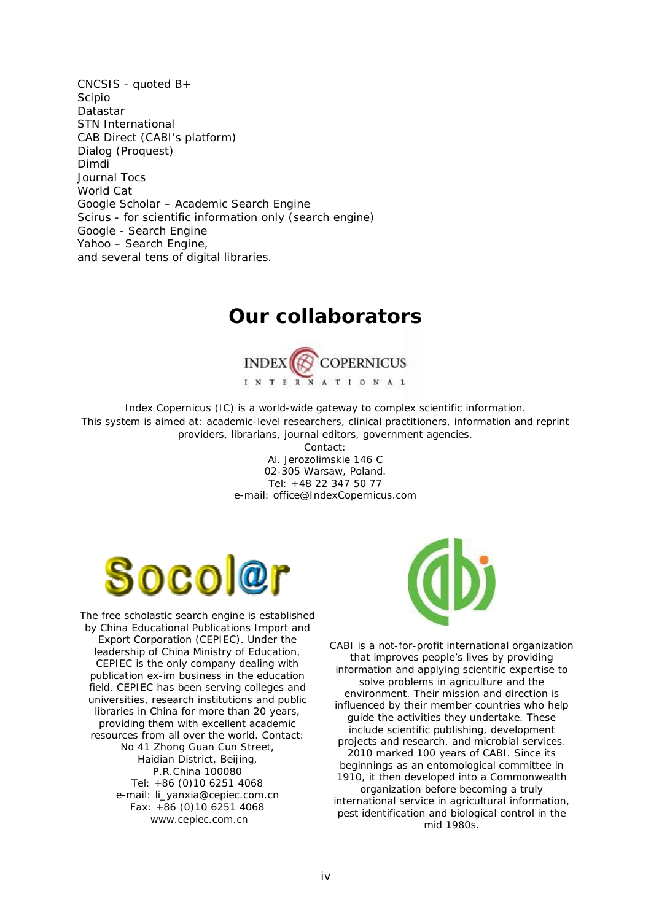CNCSIS - quoted B+
Scipio
Datastar
STN International
CAB Direct (CABI's platform)
Dialog (Proquest)
Dimdi
Journal Tocs
World Cat
Google Scholar – Academic Search Engine
Scirus - for scientific information only (search engine)
Google - Search Engine
Yahoo – Search Engine,
and several tens of digital libraries.

## Our collaborators

INDEX COPERNICUS
INTERNATIONAL

Index Copernicus (IC) is a world-wide gateway to complex scientific information.
This system is aimed at: academic-level researchers, clinical practitioners, information and reprint providers, librarians, journal editors, government agencies.
Contact:
Al. Jerozolimskie 146 C
02-305 Warsaw, Poland.
Tel: +48 22 347 50 77
e-mail: office@IndexCopernicus.com

Socol@r

The free scholastic search engine is established by China Educational Publications Import and Export Corporation (CEPIEC). Under the leadership of China Ministry of Education, CEPIEC is the only company dealing with publication ex-im business in the education field. CEPIEC has been serving colleges and universities, research institutions and public libraries in China for more than 20 years, providing them with excellent academic resources from all over the world. Contact:
No 41 Zhong Guan Cun Street,
Haidian District, Beijing,
P.R.China 100080
Tel: +86 (0)10 6251 4068
e-mail: li_yanxia@cepiec.com.cn
Fax: +86 (0)10 6251 4068
www.cepiec.com.cn

cabi

CABI is a not-for-profit international organization that improves people's lives by providing information and applying scientific expertise to solve problems in agriculture and the environment. Their mission and direction is influenced by their member countries who help guide the activities they undertake. These include scientific publishing, development projects and research, and microbial services. 2010 marked 100 years of CABI. Since its beginnings as an entomological committee in 1910, it then developed into a Commonwealth organization before becoming a truly international service in agricultural information, pest identification and biological control in the mid 1980s.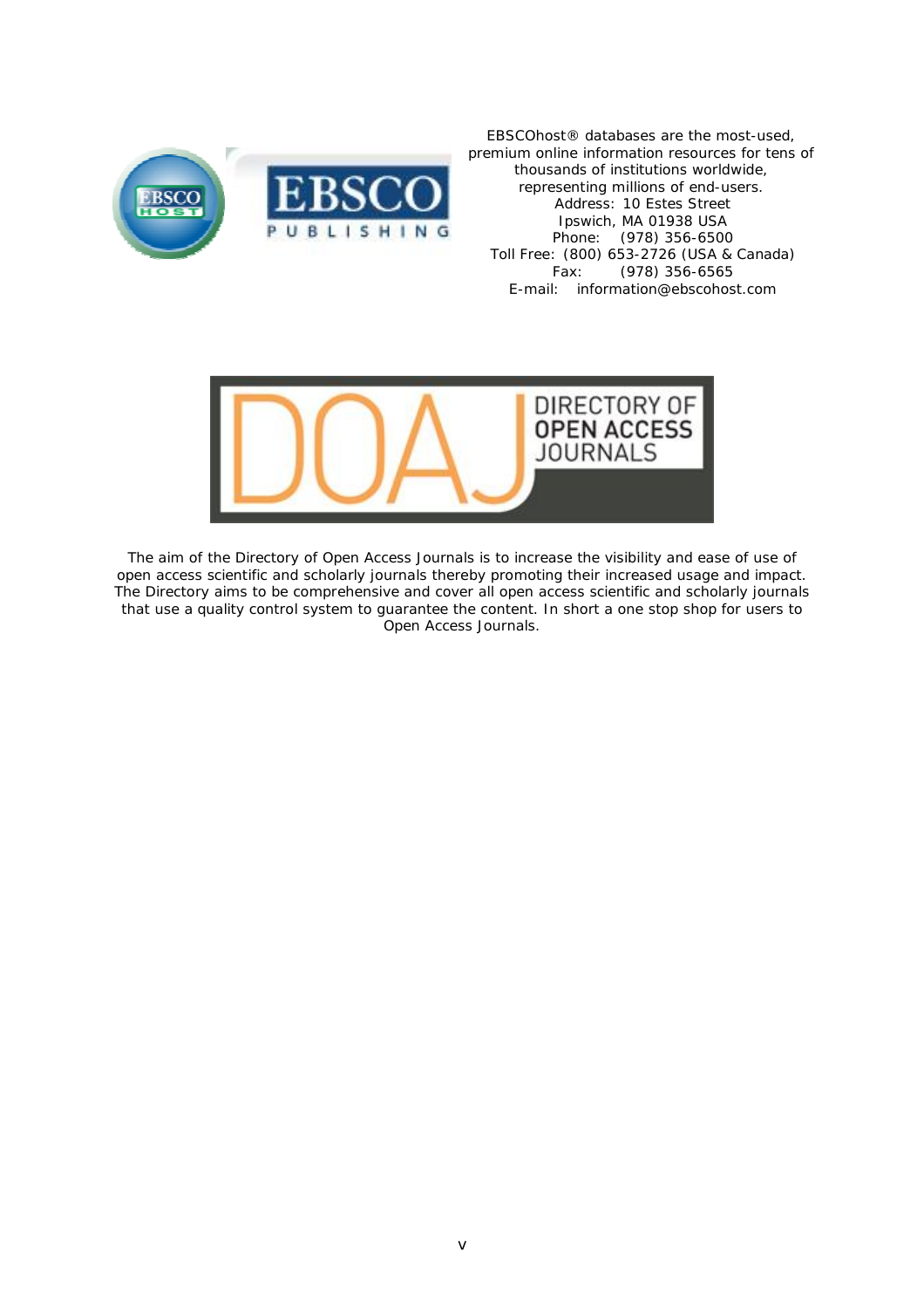EBSCOhost® databases are the most-used, premium online information resources for tens of thousands of institutions worldwide, representing millions of end-users.

Address: 10 Estes Street
Ipswich, MA 01938 USA
Phone: (978) 356-6500
Toll Free: (800) 653-2726 (USA & Canada)
Fax: (978) 356-6565
E-mail: information@ebscohost.com

The aim of the Directory of Open Access Journals is to increase the visibility and ease of use of open access scientific and scholarly journals thereby promoting their increased usage and impact. The Directory aims to be comprehensive and cover all open access scientific and scholarly journals that use a quality control system to guarantee the content. In short a one stop shop for users to Open Access Journals.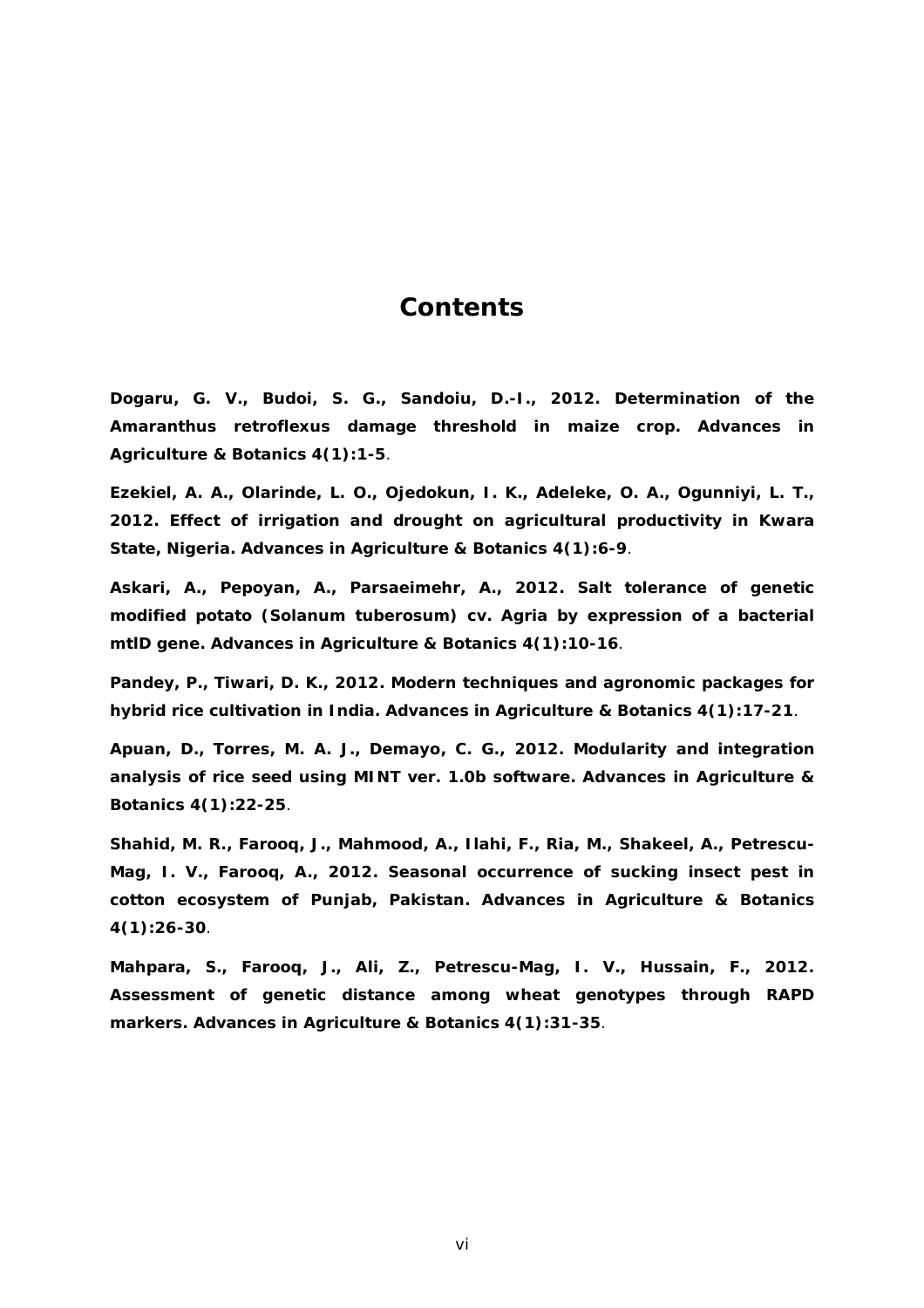# Contents

**Dogaru, G. V., Budoi, S. G., Sandoiu, D.-I., 2012. Determination of the Amaranthus retroflexus damage threshold in maize crop. Advances in Agriculture & Botanics 4(1):1-5**.

**Ezekiel, A. A., Olarinde, L. O., Ojedokun, I. K., Adeleke, O. A., Ogunniyi, L. T., 2012. Effect of irrigation and drought on agricultural productivity in Kwara State, Nigeria. Advances in Agriculture & Botanics 4(1):6-9**.

**Askari, A., Pepoyan, A., Parsaeimehr, A., 2012. Salt tolerance of genetic modified potato (Solanum tuberosum) cv. Agria by expression of a bacterial mtlD gene. Advances in Agriculture & Botanics 4(1):10-16**.

**Pandey, P., Tiwari, D. K., 2012. Modern techniques and agronomic packages for hybrid rice cultivation in India. Advances in Agriculture & Botanics 4(1):17-21**.

**Apuan, D., Torres, M. A. J., Demayo, C. G., 2012. Modularity and integration analysis of rice seed using MINT ver. 1.0b software. Advances in Agriculture & Botanics 4(1):22-25**.

**Shahid, M. R., Farooq, J., Mahmood, A., Ilahi, F., Ria, M., Shakeel, A., Petrescu-Mag, I. V., Farooq, A., 2012. Seasonal occurrence of sucking insect pest in cotton ecosystem of Punjab, Pakistan. Advances in Agriculture & Botanics 4(1):26-30**.

**Mahpara, S., Farooq, J., Ali, Z., Petrescu-Mag, I. V., Hussain, F., 2012. Assessment of genetic distance among wheat genotypes through RAPD markers. Advances in Agriculture & Botanics 4(1):31-35**.